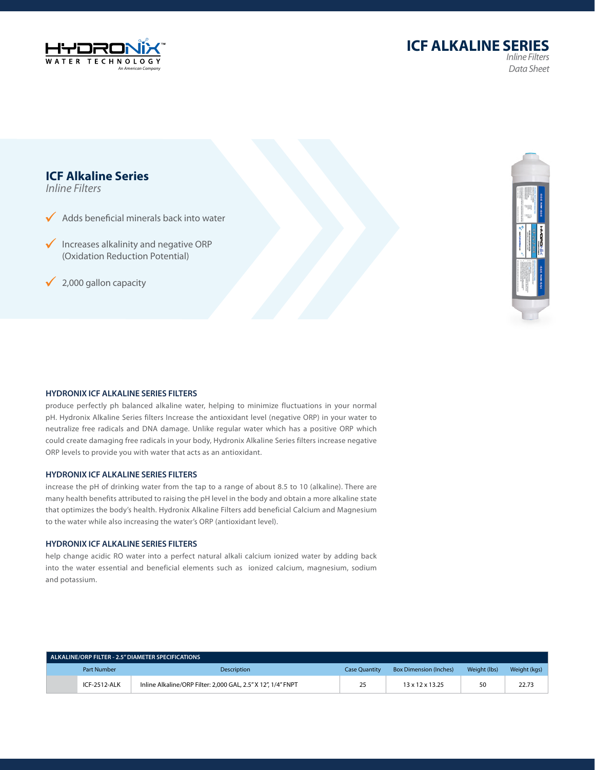HYDRONIX™ WATER TECHNOLOGY
*An American Company*

# ICF ALKALINE SERIES
*Inline Filters*
*Data Sheet*

## ICF Alkaline Series
*Inline Filters*

- ✓ Adds beneficial minerals back into water
- ✓ Increases alkalinity and negative ORP (Oxidation Reduction Potential)
- ✓ 2,000 gallon capacity

### HYDRONIX ICF ALKALINE SERIES FILTERS

produce perfectly ph balanced alkaline water, helping to minimize fluctuations in your normal pH. Hydronix Alkaline Series filters Increase the antioxidant level (negative ORP) in your water to neutralize free radicals and DNA damage. Unlike regular water which has a positive ORP which could create damaging free radicals in your body, Hydronix Alkaline Series filters increase negative ORP levels to provide you with water that acts as an antioxidant.

### HYDRONIX ICF ALKALINE SERIES FILTERS

increase the pH of drinking water from the tap to a range of about 8.5 to 10 (alkaline). There are many health benefits attributed to raising the pH level in the body and obtain a more alkaline state that optimizes the body's health. Hydronix Alkaline Filters add beneficial Calcium and Magnesium to the water while also increasing the water's ORP (antioxidant level).

### HYDRONIX ICF ALKALINE SERIES FILTERS

help change acidic RO water into a perfect natural alkali calcium ionized water by adding back into the water essential and beneficial elements such as ionized calcium, magnesium, sodium and potassium.

**ALKALINE/ORP FILTER - 2.5" DIAMETER SPECIFICATIONS**

| Part Number | Description | Case Quantity | Box Dimension (Inches) | Weight (lbs) | Weight (kgs) |
|---|---|---|---|---|---|
| ICF-2512-ALK | Inline Alkaline/ORP Filter: 2,000 GAL, 2.5" X 12", 1/4" FNPT | 25 | 13 x 12 x 13.25 | 50 | 22.73 |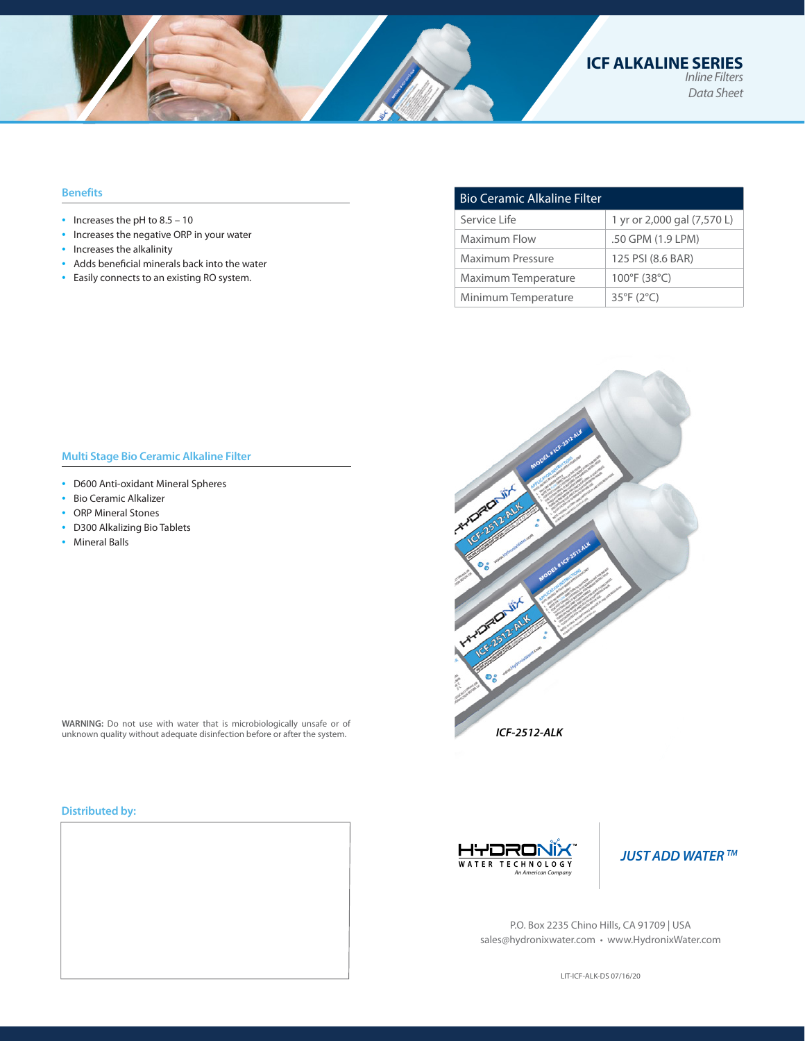# ICF ALKALINE SERIES

*Inline Filters*

*Data Sheet*

## Benefits

- Increases the pH to 8.5 – 10
- Increases the negative ORP in your water
- Increases the alkalinity
- Adds beneficial minerals back into the water
- Easily connects to an existing RO system.

| Bio Ceramic Alkaline Filter | |
|---|---|
| Service Life | 1 yr or 2,000 gal (7,570 L) |
| Maximum Flow | .50 GPM (1.9 LPM) |
| Maximum Pressure | 125 PSI (8.6 BAR) |
| Maximum Temperature | 100°F (38°C) |
| Minimum Temperature | 35°F (2°C) |

## Multi Stage Bio Ceramic Alkaline Filter

- D600 Anti-oxidant Mineral Spheres
- Bio Ceramic Alkalizer
- ORP Mineral Stones
- D300 Alkalizing Bio Tablets
- Mineral Balls

*ICF-2512-ALK*

**WARNING:** Do not use with water that is microbiologically unsafe or of unknown quality without adequate disinfection before or after the system.

## Distributed by:

HYDRONIX™ WATER TECHNOLOGY *An American Company*

***JUST ADD WATER™***

P.O. Box 2235 Chino Hills, CA 91709 | USA

sales@hydronixwater.com • www.HydronixWater.com

LIT-ICF-ALK-DS 07/16/20